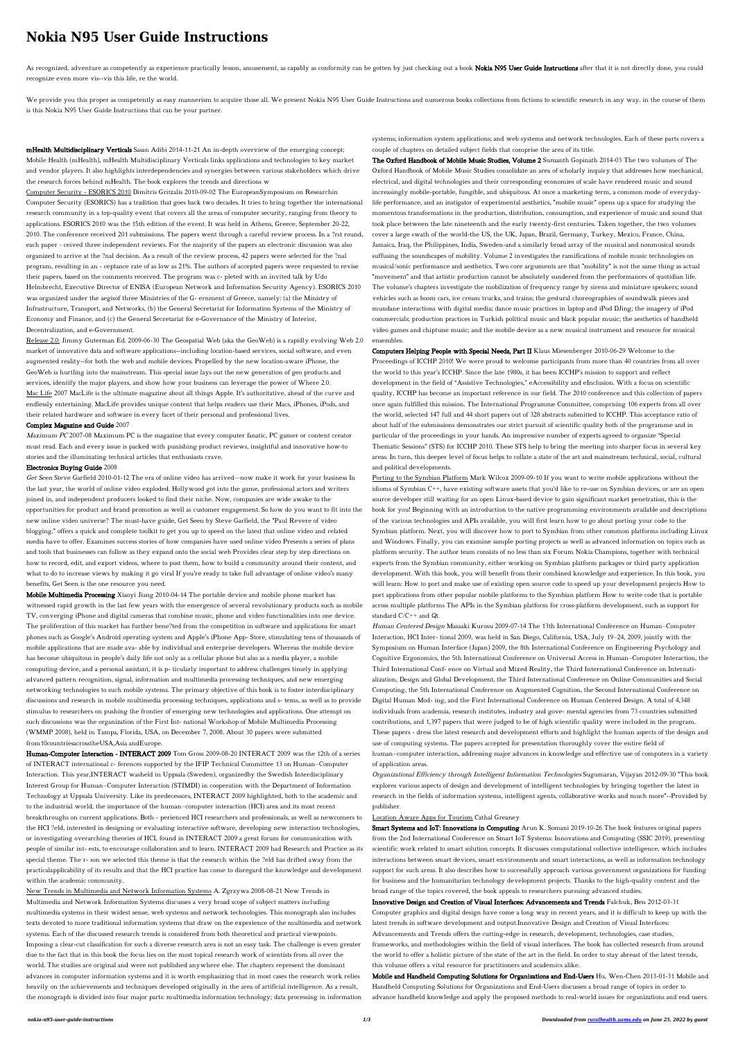# Nokia N95 User Guide Instructions

As recognized, adventure as competently as experience practically lesson, amusement, as capably as conformity can be gotten by just checking out a book **Nokia N95 User Guide Instructions** after that it is not directly done, you could recognize even more vis--vis this life, re the world.

We provide you this proper as competently as easy mannerism to acquire those all. We present Nokia N95 User Guide Instructions and numerous books collections from fictions to scientific research in any way. in the course of them is this Nokia N95 User Guide Instructions that can be your partner.

**mHealth Multidisciplinary Verticals** Sasan Adibi 2014-11-21 An in-depth overview of the emerging concept; Mobile Health (mHealth), mHealth Multidisciplinary Verticals links applications and technologies to key market and vendor players. It also highlights interdependencies and synergies between various stakeholders which drive the research forces behind mHealth. The book explores the trends and directions w

Computer Security - ESORICS 2010 Dimitris Gritzalis 2010-09-02 The EuropeanSymposium on Researchin Computer Security (ESORICS) has a tradition that goes back two decades. It tries to bring together the international research community in a top-quality event that covers all the areas of computer security, ranging from theory to applications. ESORICS 2010 was the 15th edition of the event. It was held in Athens, Greece, September 20-22, 2010. The conference received 201 submissions. The papers went through a careful review process. In a ?rst round, each paper - ceived three independent reviews. For the majority of the papers an electronic discussion was also organized to arrive at the ?nal decision. As a result of the review process, 42 papers were selected for the ?nal program, resulting in an - ceptance rate of as low as 21%. The authors of accepted papers were requested to revise their papers, based on the comments received. The program was c- pleted with an invited talk by Udo Helmbrecht, Executive Director of ENISA (European Network and Information Security Agency). ESORICS 2010 was organized under the aegisof three Ministries of the G- ernment of Greece, namely: (a) the Ministry of Infrastructure, Transport, and Networks, (b) the General Secretariat for Information Systems of the Ministry of Economy and Finance, and (c) the General Secretariat for e-Governance of the Ministry of Interior, Decentralization, and e-Government.

Release 2.0: Jimmy Guterman Ed. 2009-06-30 The Geospatial Web (aka the GeoWeb) is a rapidly evolving Web 2.0 market of innovative data and software applications--including location-based services, social software, and even augmented reality--for both the web and mobile devices. Propelled by the new location-aware iPhone, the GeoWeb is hurtling into the mainstream. This special issue lays out the new generation of geo products and services, identify the major players, and show how your business can leverage the power of Where 2.0.

Mac Life 2007 MacLife is the ultimate magazine about all things Apple. It's authoritative, ahead of the curve and endlessly entertaining. MacLife provides unique content that helps readers use their Macs, iPhones, iPods, and their related hardware and software in every facet of their personal and professional lives.

**Complex Magazine and Guide** 2007

*Maximum PC* 2007-08 Maximum PC is the magazine that every computer fanatic, PC gamer or content creator must read. Each and every issue is packed with punishing product reviews, insightful and innovative how-to stories and the illuminating technical articles that enthusiasts crave.

**Electronics Buying Guide** 2008

*Get Seen* Steve Garfield 2010-01-12 The era of online video has arrived—now make it work for your business In the last year, the world of online video exploded. Hollywood got into the game, professional actors and writers joined in, and independent producers looked to find their niche. Now, companies are wide awake to the opportunities for product and brand promotion as well as customer engagement. So how do you want to fit into the new online video universe? The must-have guide, Get Seen by Steve Garfield, the "Paul Revere of video blogging," offers a quick and complete toolkit to get you up to speed on the latest that online video and related media have to offer. Examines success stories of how companies have used online video Presents a series of plans and tools that businesses can follow as they expand onto the social web Provides clear step by step directions on how to record, edit, and export videos, where to post them, how to build a community around their content, and what to do to increase views by making it go viral If you're ready to take full advantage of online video's many benefits, Get Seen is the one resource you need.

**Mobile Multimedia Processing** Xiaoyi Jiang 2010-04-14 The portable device and mobile phone market has witnessed rapid growth in the last few years with the emergence of several revolutionary products such as mobile TV, converging iPhone and digital cameras that combine music, phone and video functionalities into one device. The proliferation of this market has further bene?ted from the competition in software and applications for smart phones such as Google's Android operating system and Apple's iPhone App- Store, stimulating tens of thousands of mobile applications that are made ava- able by individual and enterprise developers. Whereas the mobile device has become ubiquitous in people's daily life not only as a cellular phone but also as a media player, a mobile computing device, and a personal assistant, it is p- ticularly important to address challenges timely in applying advanced pattern recognition, signal, information and multimedia processing techniques, and new emerging networking technologies to such mobile systems. The primary objective of this book is to foster interdisciplinary discussions and research in mobile multimedia processing techniques, applications and s- tems, as well as to provide stimulus to researchers on pushing the frontier of emerging new technologies and applications. One attempt on such discussions was the organization of the First Int- national Workshop of Mobile Multimedia Processing (WMMP 2008), held in Tampa, Florida, USA, on December 7, 2008. About 30 papers were submitted from10countriesacrosstheUSA,Asia andEurope.

**Human-Computer Interaction - INTERACT 2009** Tom Gross 2009-08-20 INTERACT 2009 was the 12th of a series of INTERACT international c- ferences supported by the IFIP Technical Committee 13 on Human–Computer Interaction. This year,INTERACT washeld in Uppsala (Sweden), organizedby the Swedish Interdisciplinary Interest Group for Human–Computer Interaction (STIMDI) in cooperation with the Department of Information Technology at Uppsala University. Like its predecessors, INTERACT 2009 highlighted, both to the academic and to the industrial world, the importance of the human–computer interaction (HCI) area and its most recent breakthroughs on current applications. Both - perienced HCI researchers and professionals, as well as newcomers to the HCI ?eld, interested in designing or evaluating interactive software, developing new interaction technologies, or investigating overarching theories of HCI, found in INTERACT 2009 a great forum for communication with people of similar int- ests, to encourage collaboration and to learn. INTERACT 2009 had Research and Practice as its special theme. The r- son we selected this theme is that the research within the ?eld has drifted away from the practicalapplicability of its results and that the HCI practice has come to disregard the knowledge and development within the academic community.

New Trends in Multimedia and Network Information Systems A. Zgrzywa 2008-08-21 New Trends in Multimedia and Network Information Systems discusses a very broad scope of subject matters including multimedia systems in their widest sense, web systems and network technologies. This monograph also includes texts devoted to more traditional information systems that draw on the experience of the multimedia and network systems. Each of the discussed research trends is considered from both theoretical and practical viewpoints. Imposing a clear-cut classification for such a diverse research area is not an easy task. The challenge is even greater due to the fact that in this book the focus lies on the most topical research work of scientists from all over the world. The studies are original and were not published anywhere else. The chapters represent the dominant advances in computer information systems and it is worth emphasizing that in most cases the research work relies heavily on the achievements and techniques developed originally in the area of artificial intelligence. As a result, the monograph is divided into four major parts: multimedia information technology; data processing in information systems; information system applications; and web systems and network technologies. Each of these parts covers a couple of chapters on detailed subject fields that comprise the area of its title.

**The Oxford Handbook of Mobile Music Studies, Volume 2** Sumanth Gopinath 2014-03 The two volumes of The Oxford Handbook of Mobile Music Studies consolidate an area of scholarly inquiry that addresses how mechanical, electrical, and digital technologies and their corresponding economies of scale have rendered music and sound increasingly mobile-portable, fungible, and ubiquitous. At once a marketing term, a common mode of everyday-life performance, and an instigator of experimental aesthetics, "mobile music" opens up a space for studying the momentous transformations in the production, distribution, consumption, and experience of music and sound that took place between the late nineteenth and the early twenty-first centuries. Taken together, the two volumes cover a large swath of the world-the US, the UK, Japan, Brazil, Germany, Turkey, Mexico, France, China, Jamaica, Iraq, the Philippines, India, Sweden-and a similarly broad array of the musical and nonmusical sounds suffusing the soundscapes of mobility. Volume 2 investigates the ramifications of mobile music technologies on musical/sonic performance and aesthetics. Two core arguments are that "mobility" is not the same thing as actual "movement" and that artistic production cannot be absolutely sundered from the performances of quotidian life. The volume's chapters investigate the mobilization of frequency range by sirens and miniature speakers; sound vehicles such as boom cars, ice cream trucks, and trains; the gestural choreographies of soundwalk pieces and mundane interactions with digital media; dance music practices in laptop and iPod DJing; the imagery of iPod commercials; production practices in Turkish political music and black popular music; the aesthetics of handheld video games and chiptune music; and the mobile device as a new musical instrument and resource for musical ensembles.

**Computers Helping People with Special Needs, Part II** Klaus Miesenberger 2010-06-29 Welcome to the Proceedings of ICCHP 2010! We were proud to welcome participants from more than 40 countries from all over the world to this year's ICCHP. Since the late 1980s, it has been ICCHP's mission to support and reflect development in the field of "Assistive Technologies," eAccessibility and eInclusion. With a focus on scientific quality, ICCHP has become an important reference in our field. The 2010 conference and this collection of papers once again fulfilled this mission. The International Programme Committee, comprising 106 experts from all over the world, selected 147 full and 44 short papers out of 328 abstracts submitted to ICCHP. This acceptance ratio of about half of the submissions demonstrates our strict pursuit of scientific quality both of the programme and in particular of the proceedings in your hands. An impressive number of experts agreed to organize "Special Thematic Sessions" (STS) for ICCHP 2010. These STS help to bring the meeting into sharper focus in several key areas. In turn, this deeper level of focus helps to collate a state of the art and mainstream technical, social, cultural and political developments.

Porting to the Symbian Platform Mark Wilcox 2009-09-10 If you want to write mobile applications without the idioms of Symbian C++, have existing software assets that you'd like to re-use on Symbian devices, or are an open source developer still waiting for an open Linux-based device to gain significant market penetration, this is the book for you! Beginning with an introduction to the native programming environments available and descriptions of the various technologies and APIs available, you will first learn how to go about porting your code to the Symbian platform. Next, you will discover how to port to Symbian from other common platforms including Linux and Windows. Finally, you can examine sample porting projects as well as advanced information on topics such as platform security. The author team consists of no less than six Forum Nokia Champions, together with technical experts from the Symbian community, either working on Symbian platform packages or third party application development. With this book, you will benefit from their combined knowledge and experience. In this book, you will learn: How to port and make use of existing open source code to speed up your development projects How to port applications from other popular mobile platforms to the Symbian platform How to write code that is portable across multiple platforms The APIs in the Symbian platform for cross-platform development, such as support for standard C/C++ and Qt.

*Human Centered Design* Masaaki Kurosu 2009-07-14 The 13th International Conference on Human–Computer Interaction, HCI Inter- tional 2009, was held in San Diego, California, USA, July 19–24, 2009, jointly with the Symposium on Human Interface (Japan) 2009, the 8th International Conference on Engineering Psychology and Cognitive Ergonomics, the 5th International Conference on Universal Access in Human–Computer Interaction, the Third International Conf- ence on Virtual and Mixed Reality, the Third International Conference on Internati- alization, Design and Global Development, the Third International Conference on Online Communities and Social Computing, the 5th International Conference on Augmented Cognition, the Second International Conference on Digital Human Mod- ing, and the First International Conference on Human Centered Design. A total of 4,348 individuals from academia, research institutes, industry and gove- mental agencies from 73 countries submitted contributions, and 1,397 papers that were judged to be of high scientific quality were included in the program. These papers - dress the latest research and development efforts and highlight the human aspects of the design and use of computing systems. The papers accepted for presentation thoroughly cover the entire field of human–computer interaction, addressing major advances in knowledge and effective use of computers in a variety of application areas.

*Organizational Efficiency through Intelligent Information Technologies* Sugumaran, Vijayan 2012-09-30 "This book explores various aspects of design and development of intelligent technologies by bringing together the latest in research in the fields of information systems, intelligent agents, collaborative works and much more"--Provided by publisher.

Location Aware Apps for Tourism Cathal Greaney

**Smart Systems and IoT: Innovations in Computing** Arun K. Somani 2019-10-26 The book features original papers from the 2nd International Conference on Smart IoT Systems: Innovations and Computing (SSIC 2019), presenting scientific work related to smart solution concepts. It discusses computational collective intelligence, which includes interactions between smart devices, smart environments and smart interactions, as well as information technology support for such areas. It also describes how to successfully approach various government organizations for funding for business and the humanitarian technology development projects. Thanks to the high-quality content and the broad range of the topics covered, the book appeals to researchers pursuing advanced studies.

**Innovative Design and Creation of Visual Interfaces: Advancements and Trends** Falchuk, Ben 2012-03-31 Computer graphics and digital design have come a long way in recent years, and it is difficult to keep up with the latest trends in software development and output.Innovative Design and Creation of Visual Interfaces: Advancements and Trends offers the cutting-edge in research, development, technologies, case studies, frameworks, and methodologies within the field of visual interfaces. The book has collected research from around the world to offer a holistic picture of the state of the art in the field. In order to stay abreast of the latest trends, this volume offers a vital resource for practitioners and academics alike.

**Mobile and Handheld Computing Solutions for Organizations and End-Users** Hu, Wen-Chen 2013-01-31 Mobile and Handheld Computing Solutions for Organizations and End-Users discusses a broad range of topics in order to advance handheld knowledge and apply the proposed methods to real-world issues for organizations and end users.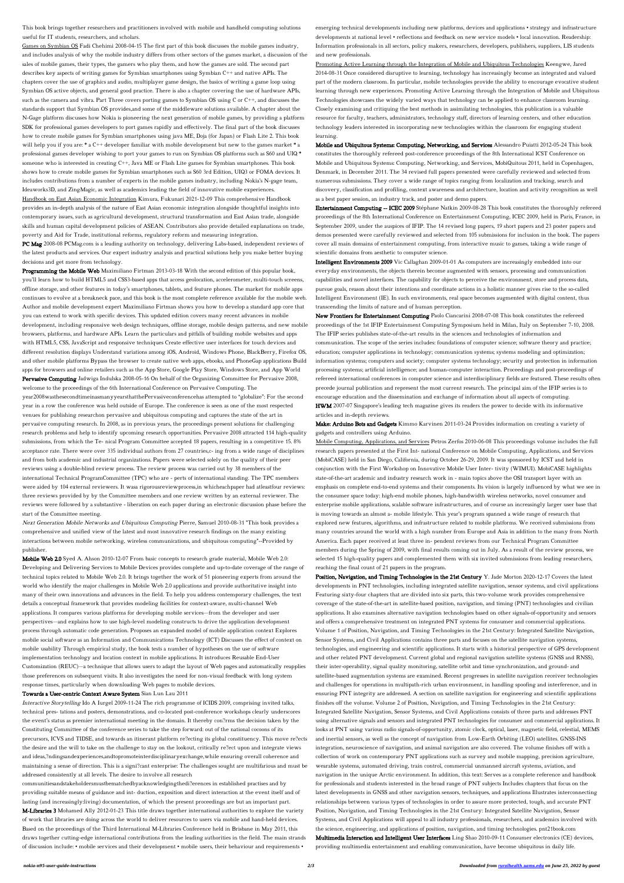This book brings together researchers and practitioners involved with mobile and handheld computing solutions useful for IT students, researchers, and scholars.

Games on Symbian OS Fadi Chehimi 2008-04-15 The first part of this book discusses the mobile games industry, and includes analysis of why the mobile industry differs from other sectors of the games market, a discussion of the sales of mobile games, their types, the gamers who play them, and how the games are sold. The second part describes key aspects of writing games for Symbian smartphones using Symbian C++ and native APIs. The chapters cover the use of graphics and audio, multiplayer game design, the basics of writing a game loop using Symbian OS active objects, and general good practice. There is also a chapter covering the use of hardware APIs, such as the camera and vibra. Part Three covers porting games to Symbian OS using C or C++, and discusses the standards support that Symbian OS provides,and some of the middleware solutions available. A chapter about the N-Gage platform discusses how Nokia is pioneering the next generation of mobile games, by providing a platform SDK for professional games developers to port games rapidly and effectively. The final part of the book discusses how to create mobile games for Symbian smartphones using java ME, Doja (for Japan) or Flash Lite 2. This book will help you if you are: * a C++ developer familiar with mobile development but new to the games market * a professional games developer wishing to port your games to run on Symbian OS platforms such as S60 and UIQ * someone who is interested in creating C++, Java ME or Flash Lite games for Symbian smartphones. This book shows how to create mobile games for Symbian smartphones such as S60 3rd Edition, UIQ3 or FOMA devices. It includes contributions from a number of experts in the mobile games industry, including Nokia's N-gage team, Ideaworks3D, and ZingMagic, as well as academics leading the field of innovative mobile experiences.

Handbook on East Asian Economic Integration Kimura, Fukunari 2021-12-09 This comprehensive Handbook provides an in-depth analysis of the nature of East Asian economic integration alongside thoughtful insights into contemporary issues, such as agricultural development, structural transformation and East Asian trade, alongside skills and human capital development policies of ASEAN. Contributors also provide detailed explanations on trade, poverty and Aid for Trade, institutional reforms, regulatory reform and measuring integration.

**PC Mag** 2008-08 PCMag.com is a leading authority on technology, delivering Labs-based, independent reviews of the latest products and services. Our expert industry analysis and practical solutions help you make better buying decisions and get more from technology.

**Programming the Mobile Web** Maximiliano Firtman 2013-03-18 With the second edition of this popular book, you'll learn how to build HTML5 and CSS3-based apps that access geolocation, accelerometer, multi-touch screens, offline storage, and other features in today's smartphones, tablets, and feature phones. The market for mobile apps continues to evolve at a breakneck pace, and this book is the most complete reference available for the mobile web. Author and mobile development expert Maximiliano Firtman shows you how to develop a standard app core that you can extend to work with specific devices. This updated edition covers many recent advances in mobile development, including responsive web design techniques, offline storage, mobile design patterns, and new mobile browsers, platforms, and hardware APIs. Learn the particulars and pitfalls of building mobile websites and apps with HTML5, CSS, JavaScript and responsive techniques Create effective user interfaces for touch devices and different resolution displays Understand variations among iOS, Android, Windows Phone, BlackBerry, Firefox OS, and other mobile platforms Bypass the browser to create native web apps, ebooks, and PhoneGap applications Build apps for browsers and online retailers such as the App Store, Google Play Store, Windows Store, and App World

**Pervasive Computing** Jadwiga Indulska 2008-05-16 On behalf of the Organizing Committee for Pervasive 2008, welcome to the proceedings of the 6th International Conference on Pervasive Computing. The year2008wasthesecondtimeinasmanyyearsthatthePervasiveconferencehas attempted to "globalize": For the second year in a row the conference was held outside of Europe. The conference is seen as one of the most respected venues for publishing researchon pervasive and ubiquitous computing and captures the state of the art in pervasive computing research. In 2008, as in previous years, the proceedings present solutions for challenging research problems and help to identify upcoming research opportunities. Pervasive 2008 attracted 114 high-quality submissions, from which the Te- nical Program Committee accepted 18 papers, resulting in a competitive 15. 8% acceptance rate. There were over 335 individual authors from 27 countries,c- ing from a wide range of disciplines and from both academic and industrial organizations. Papers were selected solely on the quality of their peer reviews using a double-blind review process. The review process was carried out by 38 members of the international Technical ProgramCommittee (TPC) who are - perts of international standing. The TPC members were aided by 104 external reviewers. It wasa rigorousreviewprocess,in whicheachpaper had atleastfour reviews: three reviews provided by by the Committee members and one review written by an external reviewer. The reviews were followed by a substantive - liberation on each paper during an electronic discussion phase before the start of the Committee meeting.

*Next Generation Mobile Networks and Ubiquitous Computing* Pierre, Samuel 2010-08-31 "This book provides a comprehensive and unified view of the latest and most innovative research findings on the many existing interactions between mobile networking, wireless communications, and ubiquitous computing"--Provided by publisher.

**Mobile Web 2.0** Syed A. Ahson 2010-12-07 From basic concepts to research grade material, Mobile Web 2.0: Developing and Delivering Services to Mobile Devices provides complete and up-to-date coverage of the range of technical topics related to Mobile Web 2.0. It brings together the work of 51 pioneering experts from around the world who identify the major challenges in Mobile Web 2.0 applications and provide authoritative insight into many of their own innovations and advances in the field. To help you address contemporary challenges, the text details a conceptual framework that provides modeling facilities for context-aware, multi-channel Web applications. It compares various platforms for developing mobile services—from the developer and user perspectives—and explains how to use high-level modeling constructs to drive the application development process through automatic code generation. Proposes an expanded model of mobile application context Explores mobile social software as an Information and Communications Technology (ICT) Discusses the effect of context on mobile usability Through empirical study, the book tests a number of hypotheses on the use of software implementation technology and location context in mobile applications. It introduces Reusable End-User Customization (REUC)—a technique that allows users to adapt the layout of Web pages and automatically reapplies those preferences on subsequent visits. It also investigates the need for non-visual feedback with long system response times, particularly when downloading Web pages to mobile devices.

**Towards a User-centric Context Aware System** Sian Lun Lau 2011

*Interactive Storytelling* Ido A Iurgel 2009-11-24 The rich programme of ICIDS 2009, comprising invited talks, technical pres- tations and posters, demonstrations, and co-located post-conference workshops clearly underscores the event's status as premier international meeting in the domain. It thereby con?rms the decision taken by the Constituting Committee of the conference series to take the step forward: out of the national cocoons of its precursors, ICVS and TIDSE, and towards an itinerant platform re?ecting its global constituency. This move re?ects the desire and the will to take on the challenge to stay on the lookout, critically re?ect upon and integrate views and ideas,?ndingsandexperiences,andtopromoteinterdisciplinaryexchange,while ensuring overall coherence and maintaining a sense of direction. This is a signi?cant enterprise: The challenges sought are multifarious and must be addressed consistently at all levels. The desire to involve all research communitiesandstakeholdersmustbematchedbyacknowledgingthedi?erences in established practises and by providing suitable means of guidance and int- duction, exposition and direct interaction at the event itself and of lasting (and increasingly:living) documentation, of which the present proceedings are but an important part.

**M-Libraries 3** Mohamed Ally 2012-01-23 This title draws together international authorities to explore the variety of work that libraries are doing across the world to deliver resources to users via mobile and hand-held devices. Based on the proceedings of the Third International M-Libraries Conference held in Brisbane in May 2011, this draws together cutting-edge international contributions from the leading authorities in the field. The main strands of discussion include: • mobile services and their development • mobile users, their behaviour and requirements • emerging technical developments including new platforms, devices and applications • strategy and infrastructure developments at national level • reflections and feedback on new service models • local innovation. Readership: Information professionals in all sectors, policy makers, researchers, developers, publishers, suppliers, LIS students and new professionals.

Promoting Active Learning through the Integration of Mobile and Ubiquitous Technologies Keengwe, Jared 2014-08-31 Once considered disruptive to learning, technology has increasingly become an integrated and valued part of the modern classroom. In particular, mobile technologies provide the ability to encourage evocative student learning through new experiences. Promoting Active Learning through the Integration of Mobile and Ubiquitous Technologies showcases the widely varied ways that technology can be applied to enhance classroom learning. Closely examining and critiquing the best methods in assimilating technologies, this publication is a valuable resource for faculty, teachers, administrators, technology staff, directors of learning centers, and other education technology leaders interested in incorporating new technologies within the classroom for engaging student learning.

**Mobile and Ubiquitous Systems: Computing, Networking, and Services** Alessandro Puiatti 2012-05-24 This book constitutes the thoroughly refereed post-conference proceedings of the 8th International ICST Conference on Mobile and Ubiquitous Systems: Computing, Networking, and Services, MobiQuitous 2011, held in Copenhagen, Denmark, in December 2011. The 34 revised full papers presented were carefully reviewed and selected from numerous submissions. They cover a wide range of topics ranging from localization and tracking, search and discovery, classification and profiling, context awareness and architecture, location and activity recognition as well as a best paper session, an industry track, and poster and demo papers.

**Entertainment Computing -- ICEC 2009** Stéphane Natkin 2009-08-28 This book constitutes the thoroughly refereed proceedings of the 8th International Conference on Entertainment Computing, ICEC 2009, held in Paris, France, in September 2009, under the auspices of IFIP. The 14 revised long papers, 19 short papers and 23 poster papers and demos presented were carefully reviewed and selected from 105 submissions for inclusion in the book. The papers cover all main domains of entertainment computing, from interactive music to games, taking a wide range of scientific domains from aesthetic to computer science.

**Intelligent Environments 2009** Vic Callaghan 2009-01-01 As computers are increasingly embedded into our everyday environments, the objects therein become augmented with sensors, processing and communication capabilities and novel interfaces. The capability for objects to perceive the environment, store and process data, pursue goals, reason about their intentions and coordinate actions in a holistic manner gives rise to the so-called Intelligent Environment (IE). In such environments, real space becomes augmented with digital content, thus transcending the limits of nature and of human perception.

**New Frontiers for Entertainment Computing** Paolo Ciancarini 2008-07-08 This book constitutes the refereed proceedings of the 1st IFIP Entertainment Computing Symposium held in Milan, Italy on September 7-10, 2008. The IFIP series publishes state-of-the-art results in the sciences and technologies of information and communication. The scope of the series includes: foundations of computer science; software theory and practice; education; computer applications in technology; communication systems; systems modeling and optimization; information systems; computers and society; computer systems technology; security and protection in information processing systems; artificial intelligence; and human-computer interaction. Proceedings and post-proceedings of refereed international conferences in computer science and interdisciplinary fields are featured. These results often precede journal publication and represent the most current research. The principal aim of the IFIP series is to encourage education and the dissemination and exchange of information about all aspects of computing.

**HWM** 2007-07 Singapore's leading tech magazine gives its readers the power to decide with its informative articles and in-depth reviews.

**Make: Arduino Bots and Gadgets** Kimmo Karvinen 2011-03-24 Provides information on creating a variety of gadgets and controllers using Arduino.

Mobile Computing, Applications, and Services Petros Zerfos 2010-06-08 This proceedings volume includes the full research papers presented at the First Int- national Conference on Mobile Computing, Applications, and Services (MobiCASE) held in San Diego, California, during October 26-29, 2009. It was sponsored by ICST and held in conjunction with the First Workshop on Innovative Mobile User Inter- tivity (WIMUI). MobiCASE highlights state-of-the-art academic and industry research work in - main topics above the OSI transport layer with an emphasis on complete end-to-end systems and their components. Its vision is largely influenced by what we see in the consumer space today: high-end mobile phones, high-bandwidth wireless networks, novel consumer and enterprise mobile applications, scalable software infrastructures, and of course an increasingly larger user base that is moving towards an almost a- mobile lifestyle. This year's program spanned a wide range of research that explored new features, algorithms, and infrastructure related to mobile platforms. We received submissions from many countries around the world with a high number from Europe and Asia in addition to the many from North America. Each paper received at least three in- pendent reviews from our Technical Program Committee members during the Spring of 2009, with final results coming out in July. As a result of the review process, we selected 15 high-quality papers and complemented them with six invited submissions from leading researchers, reaching the final count of 21 papers in the program.

**Position, Navigation, and Timing Technologies in the 21st Century** Y. Jade Morton 2020-12-17 Covers the latest developments in PNT technologies, including integrated satellite navigation, sensor systems, and civil applications Featuring sixty-four chapters that are divided into six parts, this two-volume work provides comprehensive coverage of the state-of-the-art in satellite-based position, navigation, and timing (PNT) technologies and civilian applications. It also examines alternative navigation technologies based on other signals-of-opportunity and sensors and offers a comprehensive treatment on integrated PNT systems for consumer and commercial applications. Volume 1 of Position, Navigation, and Timing Technologies in the 21st Century: Integrated Satellite Navigation, Sensor Systems, and Civil Applications contains three parts and focuses on the satellite navigation systems, technologies, and engineering and scientific applications. It starts with a historical perspective of GPS development and other related PNT development. Current global and regional navigation satellite systems (GNSS and RNSS), their inter-operability, signal quality monitoring, satellite orbit and time synchronization, and ground- and satellite-based augmentation systems are examined. Recent progresses in satellite navigation receiver technologies and challenges for operations in multipath-rich urban environment, in handling spoofing and interference, and in ensuring PNT integrity are addressed. A section on satellite navigation for engineering and scientific applications finishes off the volume. Volume 2 of Position, Navigation, and Timing Technologies in the 21st Century: Integrated Satellite Navigation, Sensor Systems, and Civil Applications consists of three parts and addresses PNT using alternative signals and sensors and integrated PNT technologies for consumer and commercial applications. It looks at PNT using various radio signals-of-opportunity, atomic clock, optical, laser, magnetic field, celestial, MEMS and inertial sensors, as well as the concept of navigation from Low-Earth Orbiting (LEO) satellites. GNSS-INS integration, neuroscience of navigation, and animal navigation are also covered. The volume finishes off with a collection of work on contemporary PNT applications such as survey and mobile mapping, precision agriculture, wearable systems, automated driving, train control, commercial unmanned aircraft systems, aviation, and navigation in the unique Arctic environment. In addition, this text: Serves as a complete reference and handbook for professionals and students interested in the broad range of PNT subjects Includes chapters that focus on the latest developments in GNSS and other navigation sensors, techniques, and applications Illustrates interconnecting relationships between various types of technologies in order to assure more protected, tough, and accurate PNT Position, Navigation, and Timing Technologies in the 21st Century: Integrated Satellite Navigation, Sensor Systems, and Civil Applications will appeal to all industry professionals, researchers, and academics involved with the science, engineering, and applications of position, navigation, and timing technologies. pnt21book.com

**Multimedia Interaction and Intelligent User Interfaces** Ling Shao 2010-09-11 Consumer electronics (CE) devices, providing multimedia entertainment and enabling communication, have become ubiquitous in daily life.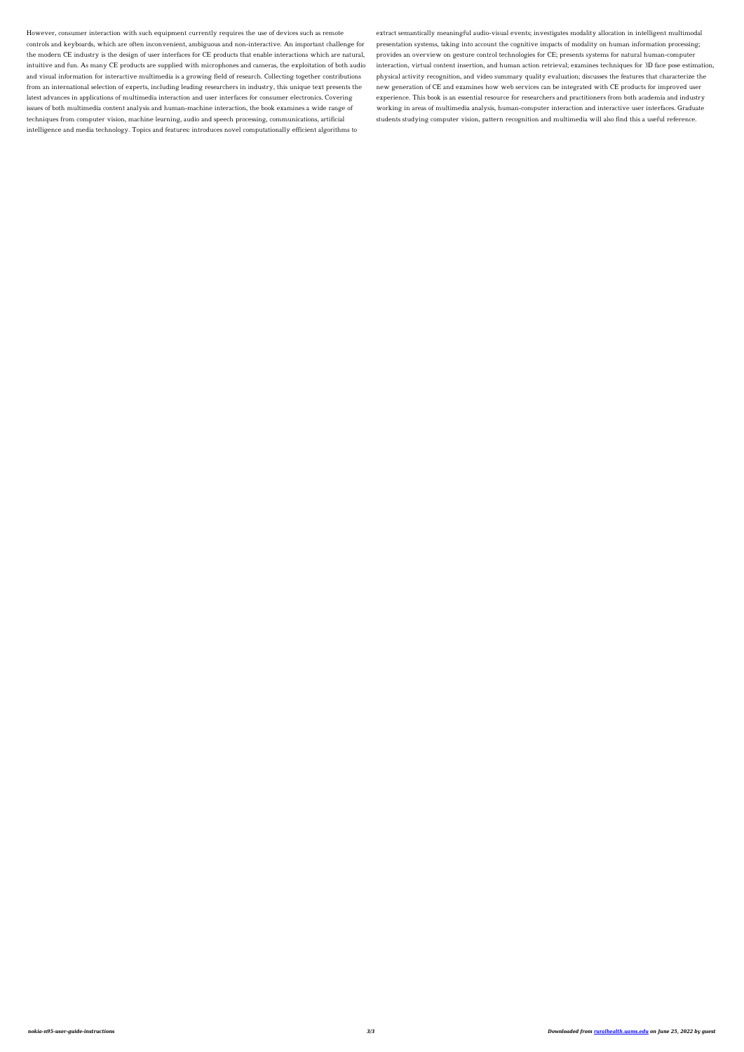However, consumer interaction with such equipment currently requires the use of devices such as remote controls and keyboards, which are often inconvenient, ambiguous and non-interactive. An important challenge for the modern CE industry is the design of user interfaces for CE products that enable interactions which are natural, intuitive and fun. As many CE products are supplied with microphones and cameras, the exploitation of both audio and visual information for interactive multimedia is a growing field of research. Collecting together contributions from an international selection of experts, including leading researchers in industry, this unique text presents the latest advances in applications of multimedia interaction and user interfaces for consumer electronics. Covering issues of both multimedia content analysis and human-machine interaction, the book examines a wide range of techniques from computer vision, machine learning, audio and speech processing, communications, artificial intelligence and media technology. Topics and features: introduces novel computationally efficient algorithms to extract semantically meaningful audio-visual events; investigates modality allocation in intelligent multimodal presentation systems, taking into account the cognitive impacts of modality on human information processing; provides an overview on gesture control technologies for CE; presents systems for natural human-computer interaction, virtual content insertion, and human action retrieval; examines techniques for 3D face pose estimation, physical activity recognition, and video summary quality evaluation; discusses the features that characterize the new generation of CE and examines how web services can be integrated with CE products for improved user experience. This book is an essential resource for researchers and practitioners from both academia and industry working in areas of multimedia analysis, human-computer interaction and interactive user interfaces. Graduate students studying computer vision, pattern recognition and multimedia will also find this a useful reference.